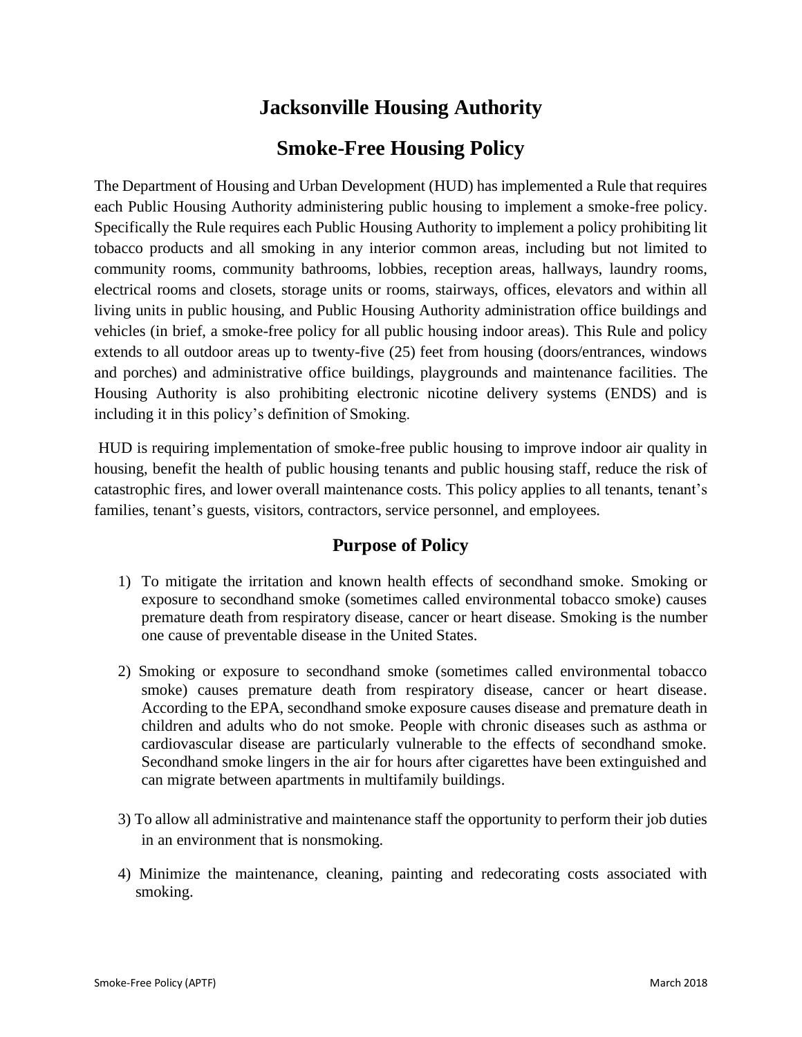# Jacksonville Housing Authority

## Smoke-Free Housing Policy

The Department of Housing and Urban Development (HUD) has implemented a Rule that requires each Public Housing Authority administering public housing to implement a smoke-free policy. Specifically the Rule requires each Public Housing Authority to implement a policy prohibiting lit tobacco products and all smoking in any interior common areas, including but not limited to community rooms, community bathrooms, lobbies, reception areas, hallways, laundry rooms, electrical rooms and closets, storage units or rooms, stairways, offices, elevators and within all living units in public housing, and Public Housing Authority administration office buildings and vehicles (in brief, a smoke-free policy for all public housing indoor areas). This Rule and policy extends to all outdoor areas up to twenty-five (25) feet from housing (doors/entrances, windows and porches) and administrative office buildings, playgrounds and maintenance facilities. The Housing Authority is also prohibiting electronic nicotine delivery systems (ENDS) and is including it in this policy's definition of Smoking.

HUD is requiring implementation of smoke-free public housing to improve indoor air quality in housing, benefit the health of public housing tenants and public housing staff, reduce the risk of catastrophic fires, and lower overall maintenance costs. This policy applies to all tenants, tenant's families, tenant's guests, visitors, contractors, service personnel, and employees.

### Purpose of Policy

1) To mitigate the irritation and known health effects of secondhand smoke. Smoking or exposure to secondhand smoke (sometimes called environmental tobacco smoke) causes premature death from respiratory disease, cancer or heart disease. Smoking is the number one cause of preventable disease in the United States.

2) Smoking or exposure to secondhand smoke (sometimes called environmental tobacco smoke) causes premature death from respiratory disease, cancer or heart disease. According to the EPA, secondhand smoke exposure causes disease and premature death in children and adults who do not smoke. People with chronic diseases such as asthma or cardiovascular disease are particularly vulnerable to the effects of secondhand smoke. Secondhand smoke lingers in the air for hours after cigarettes have been extinguished and can migrate between apartments in multifamily buildings.

3) To allow all administrative and maintenance staff the opportunity to perform their job duties in an environment that is nonsmoking.

4) Minimize the maintenance, cleaning, painting and redecorating costs associated with smoking.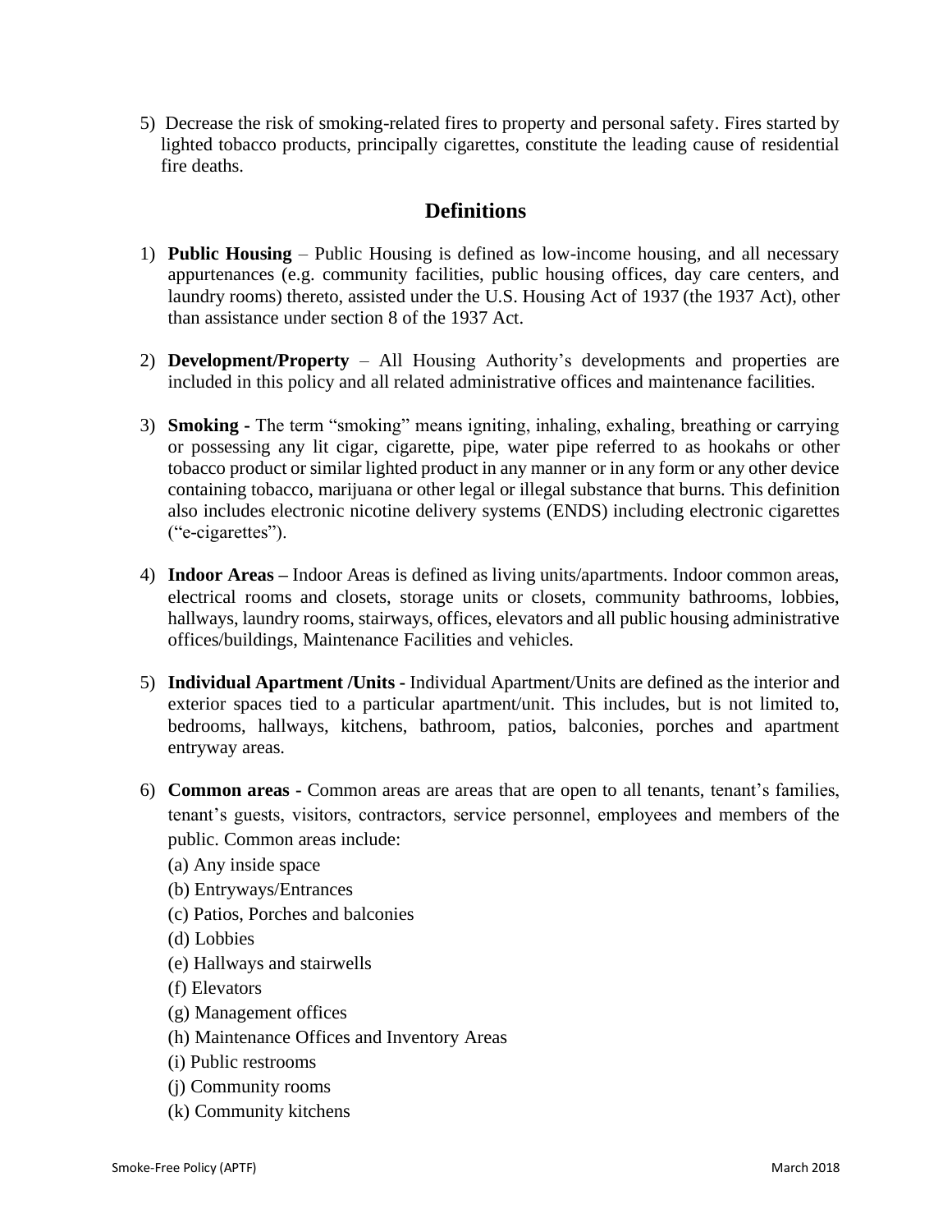5) Decrease the risk of smoking-related fires to property and personal safety. Fires started by lighted tobacco products, principally cigarettes, constitute the leading cause of residential fire deaths.

## Definitions

1) **Public Housing** – Public Housing is defined as low-income housing, and all necessary appurtenances (e.g. community facilities, public housing offices, day care centers, and laundry rooms) thereto, assisted under the U.S. Housing Act of 1937 (the 1937 Act), other than assistance under section 8 of the 1937 Act.

2) **Development/Property** – All Housing Authority's developments and properties are included in this policy and all related administrative offices and maintenance facilities.

3) **Smoking -** The term "smoking" means igniting, inhaling, exhaling, breathing or carrying or possessing any lit cigar, cigarette, pipe, water pipe referred to as hookahs or other tobacco product or similar lighted product in any manner or in any form or any other device containing tobacco, marijuana or other legal or illegal substance that burns. This definition also includes electronic nicotine delivery systems (ENDS) including electronic cigarettes ("e-cigarettes").

4) **Indoor Areas –** Indoor Areas is defined as living units/apartments. Indoor common areas, electrical rooms and closets, storage units or closets, community bathrooms, lobbies, hallways, laundry rooms, stairways, offices, elevators and all public housing administrative offices/buildings, Maintenance Facilities and vehicles.

5) **Individual Apartment /Units -** Individual Apartment/Units are defined as the interior and exterior spaces tied to a particular apartment/unit. This includes, but is not limited to, bedrooms, hallways, kitchens, bathroom, patios, balconies, porches and apartment entryway areas.

6) **Common areas -** Common areas are areas that are open to all tenants, tenant's families, tenant's guests, visitors, contractors, service personnel, employees and members of the public. Common areas include:
   - (a) Any inside space
   - (b) Entryways/Entrances
   - (c) Patios, Porches and balconies
   - (d) Lobbies
   - (e) Hallways and stairwells
   - (f) Elevators
   - (g) Management offices
   - (h) Maintenance Offices and Inventory Areas
   - (i) Public restrooms
   - (j) Community rooms
   - (k) Community kitchens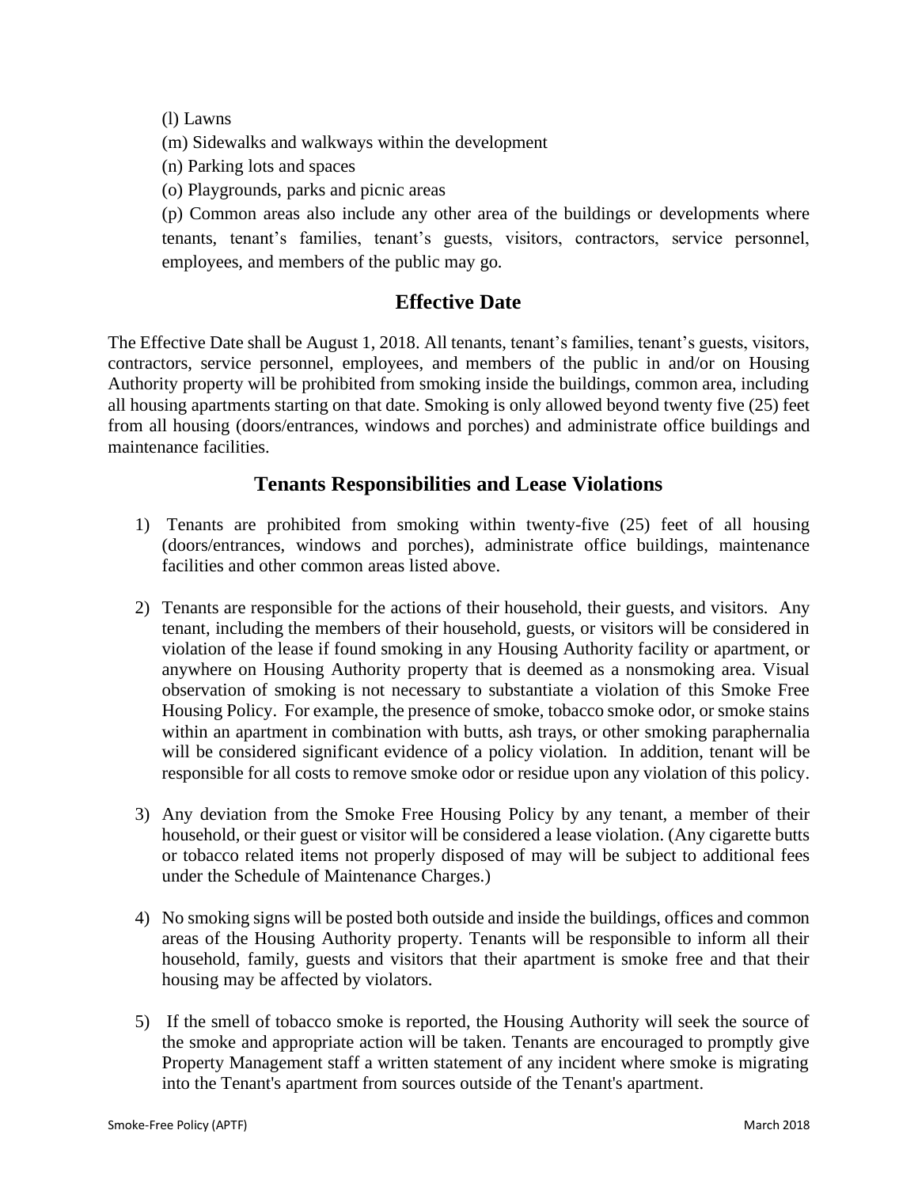(l) Lawns

(m) Sidewalks and walkways within the development

(n) Parking lots and spaces

(o) Playgrounds, parks and picnic areas

(p) Common areas also include any other area of the buildings or developments where tenants, tenant's families, tenant's guests, visitors, contractors, service personnel, employees, and members of the public may go.

## Effective Date

The Effective Date shall be August 1, 2018. All tenants, tenant's families, tenant's guests, visitors, contractors, service personnel, employees, and members of the public in and/or on Housing Authority property will be prohibited from smoking inside the buildings, common area, including all housing apartments starting on that date. Smoking is only allowed beyond twenty five (25) feet from all housing (doors/entrances, windows and porches) and administrate office buildings and maintenance facilities.

## Tenants Responsibilities and Lease Violations

1) Tenants are prohibited from smoking within twenty-five (25) feet of all housing (doors/entrances, windows and porches), administrate office buildings, maintenance facilities and other common areas listed above.

2) Tenants are responsible for the actions of their household, their guests, and visitors. Any tenant, including the members of their household, guests, or visitors will be considered in violation of the lease if found smoking in any Housing Authority facility or apartment, or anywhere on Housing Authority property that is deemed as a nonsmoking area. Visual observation of smoking is not necessary to substantiate a violation of this Smoke Free Housing Policy. For example, the presence of smoke, tobacco smoke odor, or smoke stains within an apartment in combination with butts, ash trays, or other smoking paraphernalia will be considered significant evidence of a policy violation. In addition, tenant will be responsible for all costs to remove smoke odor or residue upon any violation of this policy.

3) Any deviation from the Smoke Free Housing Policy by any tenant, a member of their household, or their guest or visitor will be considered a lease violation. (Any cigarette butts or tobacco related items not properly disposed of may will be subject to additional fees under the Schedule of Maintenance Charges.)

4) No smoking signs will be posted both outside and inside the buildings, offices and common areas of the Housing Authority property. Tenants will be responsible to inform all their household, family, guests and visitors that their apartment is smoke free and that their housing may be affected by violators.

5) If the smell of tobacco smoke is reported, the Housing Authority will seek the source of the smoke and appropriate action will be taken. Tenants are encouraged to promptly give Property Management staff a written statement of any incident where smoke is migrating into the Tenant's apartment from sources outside of the Tenant's apartment.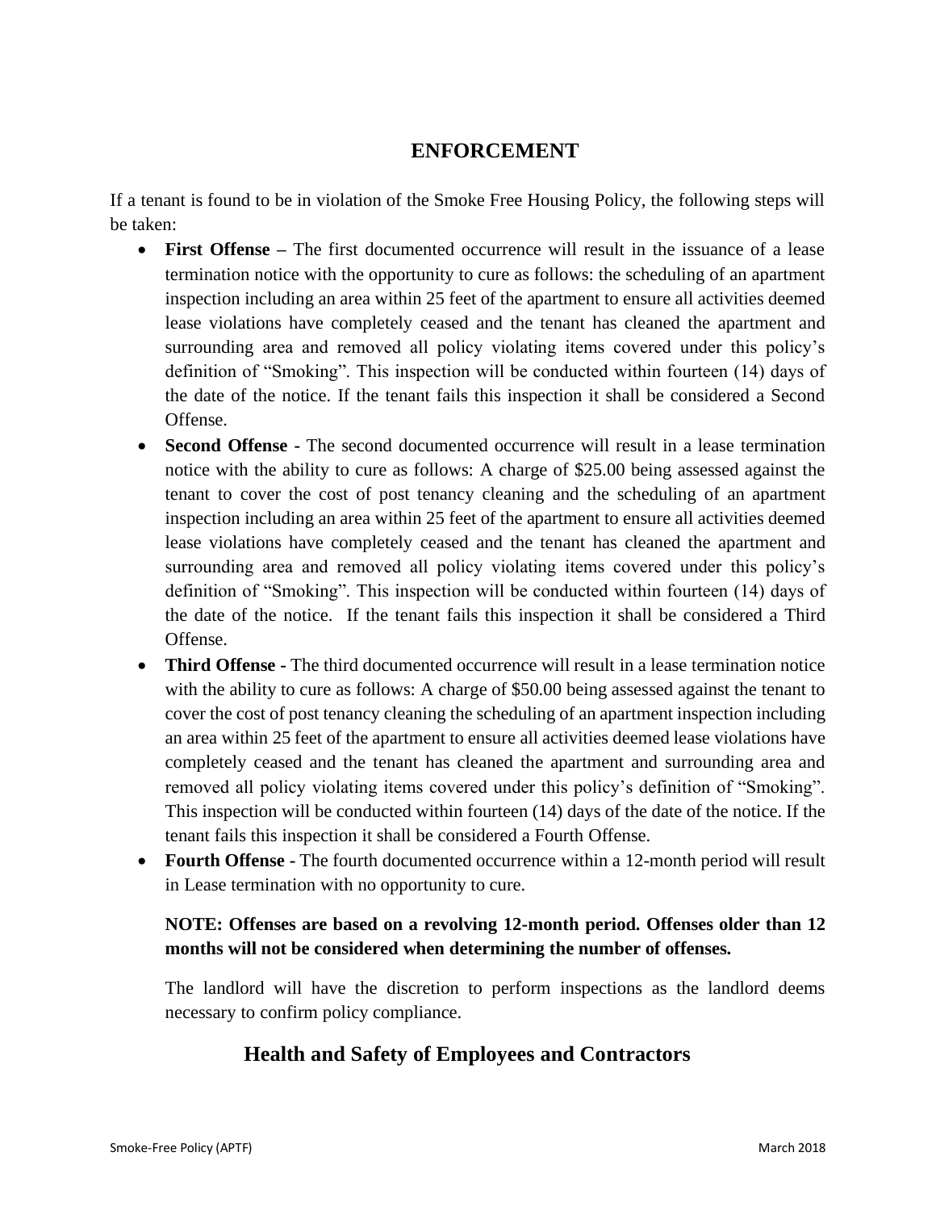## ENFORCEMENT

If a tenant is found to be in violation of the Smoke Free Housing Policy, the following steps will be taken:

- **First Offense –** The first documented occurrence will result in the issuance of a lease termination notice with the opportunity to cure as follows: the scheduling of an apartment inspection including an area within 25 feet of the apartment to ensure all activities deemed lease violations have completely ceased and the tenant has cleaned the apartment and surrounding area and removed all policy violating items covered under this policy's definition of "Smoking". This inspection will be conducted within fourteen (14) days of the date of the notice. If the tenant fails this inspection it shall be considered a Second Offense.
- **Second Offense -** The second documented occurrence will result in a lease termination notice with the ability to cure as follows: A charge of $25.00 being assessed against the tenant to cover the cost of post tenancy cleaning and the scheduling of an apartment inspection including an area within 25 feet of the apartment to ensure all activities deemed lease violations have completely ceased and the tenant has cleaned the apartment and surrounding area and removed all policy violating items covered under this policy's definition of "Smoking". This inspection will be conducted within fourteen (14) days of the date of the notice. If the tenant fails this inspection it shall be considered a Third Offense.
- **Third Offense -** The third documented occurrence will result in a lease termination notice with the ability to cure as follows: A charge of $50.00 being assessed against the tenant to cover the cost of post tenancy cleaning the scheduling of an apartment inspection including an area within 25 feet of the apartment to ensure all activities deemed lease violations have completely ceased and the tenant has cleaned the apartment and surrounding area and removed all policy violating items covered under this policy's definition of "Smoking". This inspection will be conducted within fourteen (14) days of the date of the notice. If the tenant fails this inspection it shall be considered a Fourth Offense.
- **Fourth Offense -** The fourth documented occurrence within a 12-month period will result in Lease termination with no opportunity to cure.

**NOTE: Offenses are based on a revolving 12-month period. Offenses older than 12 months will not be considered when determining the number of offenses.**

The landlord will have the discretion to perform inspections as the landlord deems necessary to confirm policy compliance.

## Health and Safety of Employees and Contractors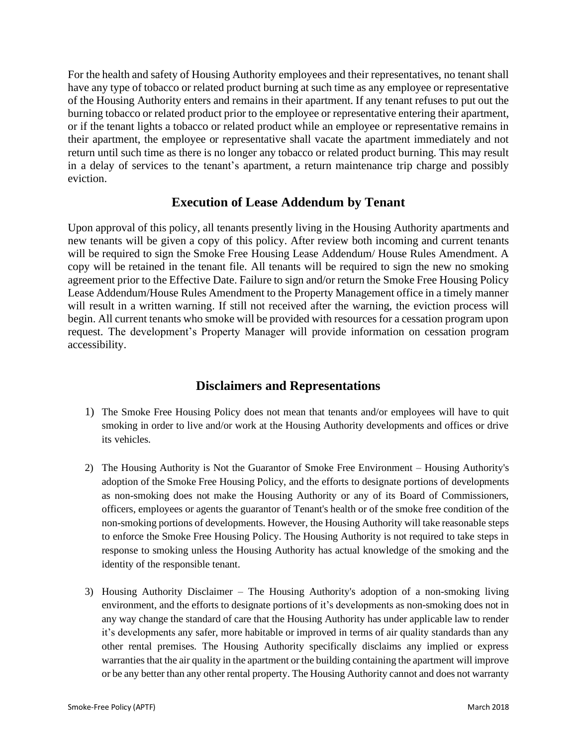For the health and safety of Housing Authority employees and their representatives, no tenant shall have any type of tobacco or related product burning at such time as any employee or representative of the Housing Authority enters and remains in their apartment. If any tenant refuses to put out the burning tobacco or related product prior to the employee or representative entering their apartment, or if the tenant lights a tobacco or related product while an employee or representative remains in their apartment, the employee or representative shall vacate the apartment immediately and not return until such time as there is no longer any tobacco or related product burning. This may result in a delay of services to the tenant's apartment, a return maintenance trip charge and possibly eviction.

## Execution of Lease Addendum by Tenant

Upon approval of this policy, all tenants presently living in the Housing Authority apartments and new tenants will be given a copy of this policy. After review both incoming and current tenants will be required to sign the Smoke Free Housing Lease Addendum/ House Rules Amendment. A copy will be retained in the tenant file. All tenants will be required to sign the new no smoking agreement prior to the Effective Date. Failure to sign and/or return the Smoke Free Housing Policy Lease Addendum/House Rules Amendment to the Property Management office in a timely manner will result in a written warning. If still not received after the warning, the eviction process will begin. All current tenants who smoke will be provided with resources for a cessation program upon request. The development's Property Manager will provide information on cessation program accessibility.

## Disclaimers and Representations

1) The Smoke Free Housing Policy does not mean that tenants and/or employees will have to quit smoking in order to live and/or work at the Housing Authority developments and offices or drive its vehicles.

2) The Housing Authority is Not the Guarantor of Smoke Free Environment – Housing Authority's adoption of the Smoke Free Housing Policy, and the efforts to designate portions of developments as non-smoking does not make the Housing Authority or any of its Board of Commissioners, officers, employees or agents the guarantor of Tenant's health or of the smoke free condition of the non-smoking portions of developments. However, the Housing Authority will take reasonable steps to enforce the Smoke Free Housing Policy. The Housing Authority is not required to take steps in response to smoking unless the Housing Authority has actual knowledge of the smoking and the identity of the responsible tenant.

3) Housing Authority Disclaimer – The Housing Authority's adoption of a non-smoking living environment, and the efforts to designate portions of it's developments as non-smoking does not in any way change the standard of care that the Housing Authority has under applicable law to render it's developments any safer, more habitable or improved in terms of air quality standards than any other rental premises. The Housing Authority specifically disclaims any implied or express warranties that the air quality in the apartment or the building containing the apartment will improve or be any better than any other rental property. The Housing Authority cannot and does not warranty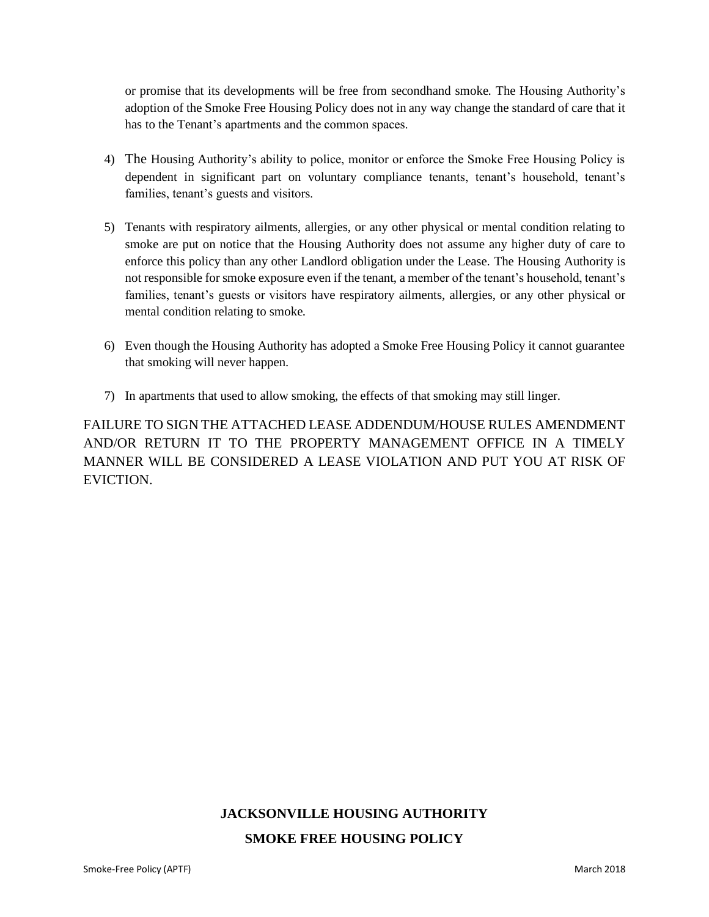or promise that its developments will be free from secondhand smoke. The Housing Authority's adoption of the Smoke Free Housing Policy does not in any way change the standard of care that it has to the Tenant's apartments and the common spaces.

4) The Housing Authority's ability to police, monitor or enforce the Smoke Free Housing Policy is dependent in significant part on voluntary compliance tenants, tenant's household, tenant's families, tenant's guests and visitors.

5) Tenants with respiratory ailments, allergies, or any other physical or mental condition relating to smoke are put on notice that the Housing Authority does not assume any higher duty of care to enforce this policy than any other Landlord obligation under the Lease. The Housing Authority is not responsible for smoke exposure even if the tenant, a member of the tenant's household, tenant's families, tenant's guests or visitors have respiratory ailments, allergies, or any other physical or mental condition relating to smoke.

6) Even though the Housing Authority has adopted a Smoke Free Housing Policy it cannot guarantee that smoking will never happen.

7) In apartments that used to allow smoking, the effects of that smoking may still linger.

FAILURE TO SIGN THE ATTACHED LEASE ADDENDUM/HOUSE RULES AMENDMENT AND/OR RETURN IT TO THE PROPERTY MANAGEMENT OFFICE IN A TIMELY MANNER WILL BE CONSIDERED A LEASE VIOLATION AND PUT YOU AT RISK OF EVICTION.

**JACKSONVILLE HOUSING AUTHORITY**

**SMOKE FREE HOUSING POLICY**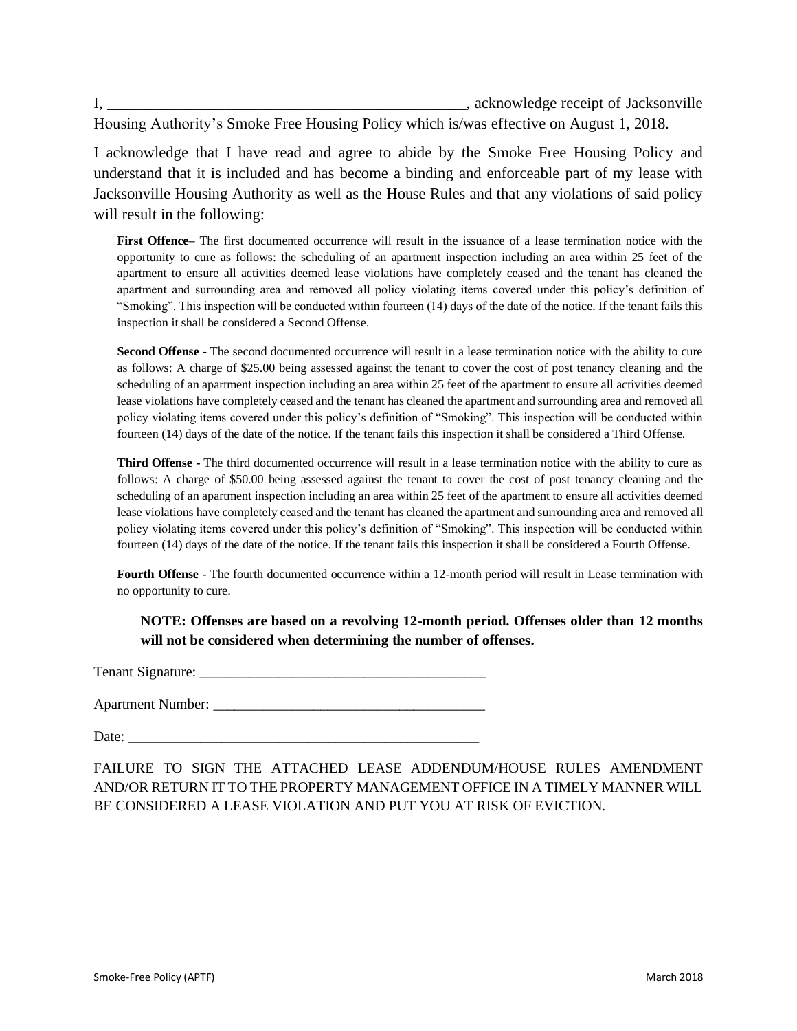I, _______________________________________________, acknowledge receipt of Jacksonville Housing Authority's Smoke Free Housing Policy which is/was effective on August 1, 2018.

I acknowledge that I have read and agree to abide by the Smoke Free Housing Policy and understand that it is included and has become a binding and enforceable part of my lease with Jacksonville Housing Authority as well as the House Rules and that any violations of said policy will result in the following:

> **First Offence**– The first documented occurrence will result in the issuance of a lease termination notice with the opportunity to cure as follows: the scheduling of an apartment inspection including an area within 25 feet of the apartment to ensure all activities deemed lease violations have completely ceased and the tenant has cleaned the apartment and surrounding area and removed all policy violating items covered under this policy's definition of "Smoking". This inspection will be conducted within fourteen (14) days of the date of the notice. If the tenant fails this inspection it shall be considered a Second Offense.
>
> **Second Offense** - The second documented occurrence will result in a lease termination notice with the ability to cure as follows: A charge of $25.00 being assessed against the tenant to cover the cost of post tenancy cleaning and the scheduling of an apartment inspection including an area within 25 feet of the apartment to ensure all activities deemed lease violations have completely ceased and the tenant has cleaned the apartment and surrounding area and removed all policy violating items covered under this policy's definition of "Smoking". This inspection will be conducted within fourteen (14) days of the date of the notice. If the tenant fails this inspection it shall be considered a Third Offense.
>
> **Third Offense** - The third documented occurrence will result in a lease termination notice with the ability to cure as follows: A charge of $50.00 being assessed against the tenant to cover the cost of post tenancy cleaning and the scheduling of an apartment inspection including an area within 25 feet of the apartment to ensure all activities deemed lease violations have completely ceased and the tenant has cleaned the apartment and surrounding area and removed all policy violating items covered under this policy's definition of "Smoking". This inspection will be conducted within fourteen (14) days of the date of the notice. If the tenant fails this inspection it shall be considered a Fourth Offense.
>
> **Fourth Offense** - The fourth documented occurrence within a 12-month period will result in Lease termination with no opportunity to cure.
>
> **NOTE: Offenses are based on a revolving 12-month period. Offenses older than 12 months will not be considered when determining the number of offenses.**

Tenant Signature: ________________________________________

Apartment Number: ______________________________________

Date: __________________________________________________

FAILURE TO SIGN THE ATTACHED LEASE ADDENDUM/HOUSE RULES AMENDMENT AND/OR RETURN IT TO THE PROPERTY MANAGEMENT OFFICE IN A TIMELY MANNER WILL BE CONSIDERED A LEASE VIOLATION AND PUT YOU AT RISK OF EVICTION.